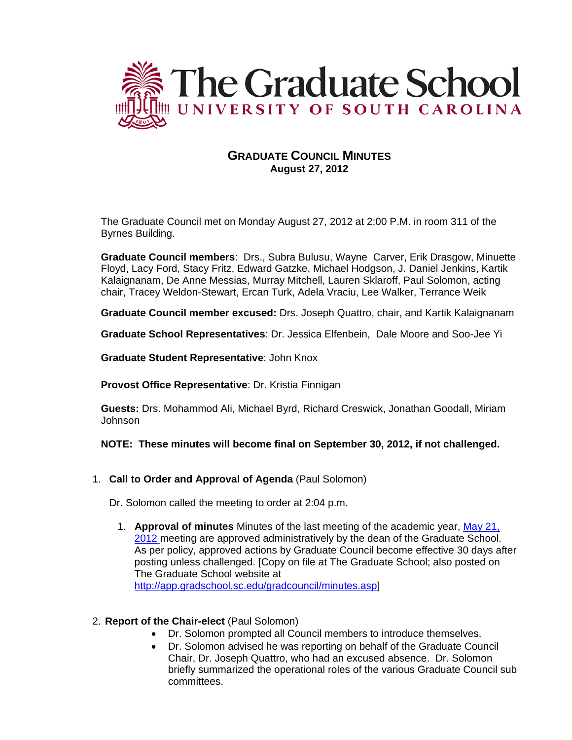# The Graduate School

UNIVERSITY OF SOUTH CAROLINA

## GRADUATE COUNCIL MINUTES

**August 27, 2012**

The Graduate Council met on Monday August 27, 2012 at 2:00 P.M. in room 311 of the Byrnes Building.

**Graduate Council members**: Drs., Subra Bulusu, Wayne Carver, Erik Drasgow, Minuette Floyd, Lacy Ford, Stacy Fritz, Edward Gatzke, Michael Hodgson, J. Daniel Jenkins, Kartik Kalaignanam, De Anne Messias, Murray Mitchell, Lauren Sklaroff, Paul Solomon, acting chair, Tracey Weldon-Stewart, Ercan Turk, Adela Vraciu, Lee Walker, Terrance Weik

**Graduate Council member excused:** Drs. Joseph Quattro, chair, and Kartik Kalaignanam

**Graduate School Representatives**: Dr. Jessica Elfenbein, Dale Moore and Soo-Jee Yi

**Graduate Student Representative**: John Knox

**Provost Office Representative**: Dr. Kristia Finnigan

**Guests:** Drs. Mohammod Ali, Michael Byrd, Richard Creswick, Jonathan Goodall, Miriam Johnson

**NOTE: These minutes will become final on September 30, 2012, if not challenged.**

1. **Call to Order and Approval of Agenda** (Paul Solomon)

   Dr. Solomon called the meeting to order at 2:04 p.m.

   1. **Approval of minutes** Minutes of the last meeting of the academic year, May 21, 2012 meeting are approved administratively by the dean of the Graduate School. As per policy, approved actions by Graduate Council become effective 30 days after posting unless challenged. [Copy on file at The Graduate School; also posted on The Graduate School website at http://app.gradschool.sc.edu/gradcouncil/minutes.asp]

2. **Report of the Chair-elect** (Paul Solomon)
   - Dr. Solomon prompted all Council members to introduce themselves.
   - Dr. Solomon advised he was reporting on behalf of the Graduate Council Chair, Dr. Joseph Quattro, who had an excused absence. Dr. Solomon briefly summarized the operational roles of the various Graduate Council sub committees.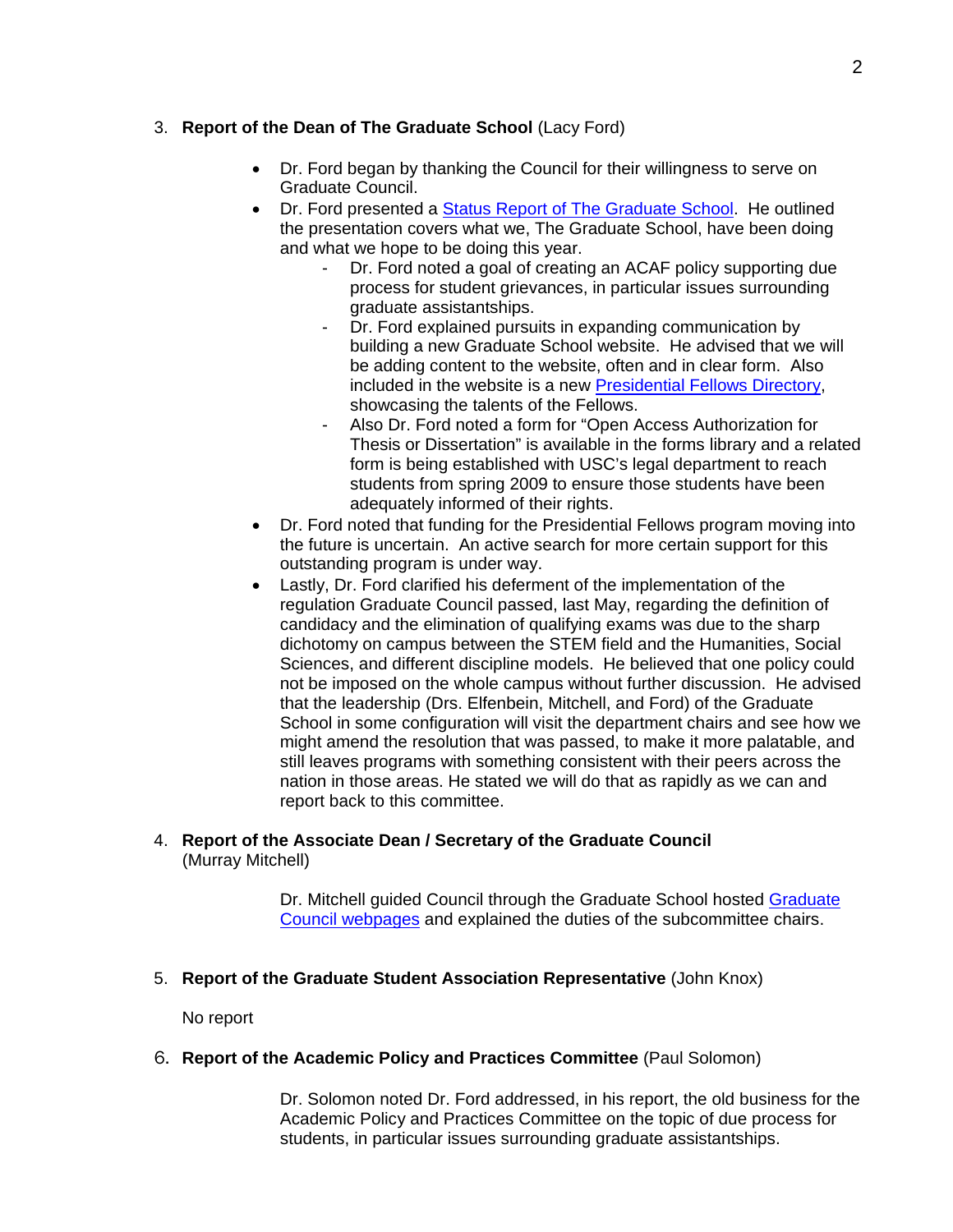3. **Report of the Dean of The Graduate School** (Lacy Ford)

- Dr. Ford began by thanking the Council for their willingness to serve on Graduate Council.
- Dr. Ford presented a Status Report of The Graduate School. He outlined the presentation covers what we, The Graduate School, have been doing and what we hope to be doing this year.
  - Dr. Ford noted a goal of creating an ACAF policy supporting due process for student grievances, in particular issues surrounding graduate assistantships.
  - Dr. Ford explained pursuits in expanding communication by building a new Graduate School website. He advised that we will be adding content to the website, often and in clear form. Also included in the website is a new Presidential Fellows Directory, showcasing the talents of the Fellows.
  - Also Dr. Ford noted a form for "Open Access Authorization for Thesis or Dissertation" is available in the forms library and a related form is being established with USC's legal department to reach students from spring 2009 to ensure those students have been adequately informed of their rights.
- Dr. Ford noted that funding for the Presidential Fellows program moving into the future is uncertain. An active search for more certain support for this outstanding program is under way.
- Lastly, Dr. Ford clarified his deferment of the implementation of the regulation Graduate Council passed, last May, regarding the definition of candidacy and the elimination of qualifying exams was due to the sharp dichotomy on campus between the STEM field and the Humanities, Social Sciences, and different discipline models. He believed that one policy could not be imposed on the whole campus without further discussion. He advised that the leadership (Drs. Elfenbein, Mitchell, and Ford) of the Graduate School in some configuration will visit the department chairs and see how we might amend the resolution that was passed, to make it more palatable, and still leaves programs with something consistent with their peers across the nation in those areas. He stated we will do that as rapidly as we can and report back to this committee.

4. **Report of the Associate Dean / Secretary of the Graduate Council** (Murray Mitchell)

   Dr. Mitchell guided Council through the Graduate School hosted Graduate Council webpages and explained the duties of the subcommittee chairs.

5. **Report of the Graduate Student Association Representative** (John Knox)

   No report

6. **Report of the Academic Policy and Practices Committee** (Paul Solomon)

   Dr. Solomon noted Dr. Ford addressed, in his report, the old business for the Academic Policy and Practices Committee on the topic of due process for students, in particular issues surrounding graduate assistantships.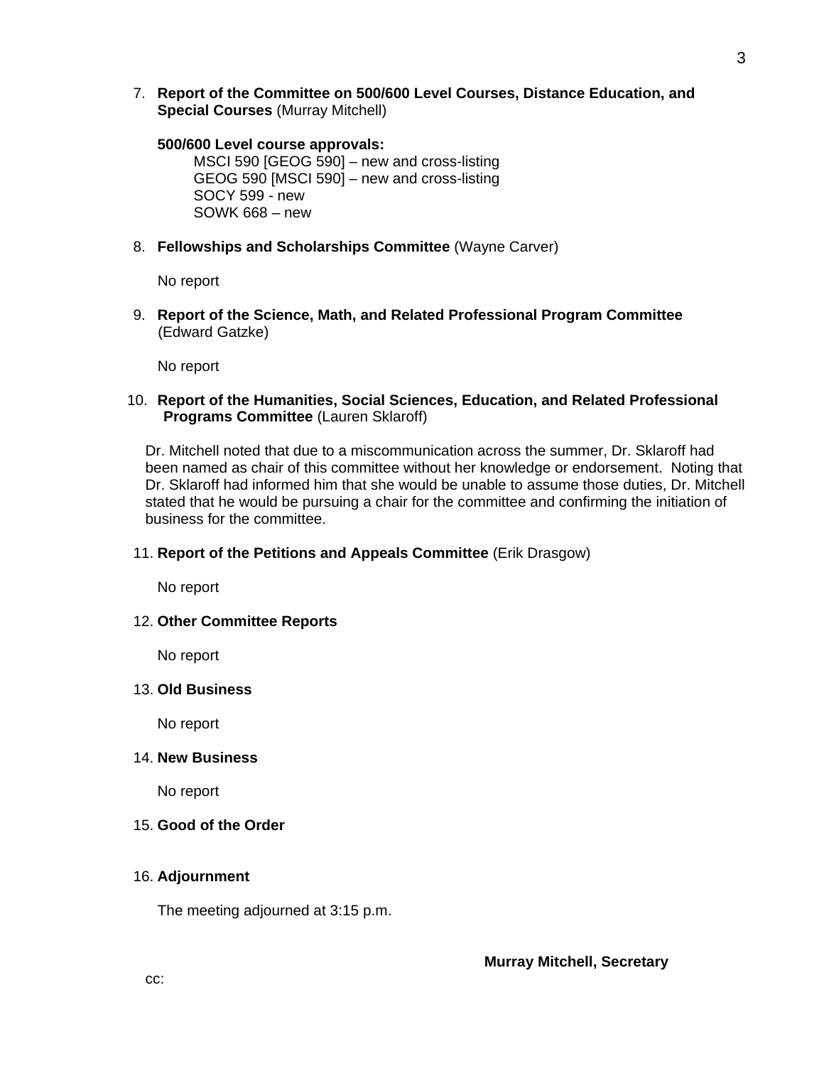7. **Report of the Committee on 500/600 Level Courses, Distance Education, and Special Courses** (Murray Mitchell)

   **500/600 Level course approvals:**

   MSCI 590 [GEOG 590] – new and cross-listing
   GEOG 590 [MSCI 590] – new and cross-listing
   SOCY 599 - new
   SOWK 668 – new

8. **Fellowships and Scholarships Committee** (Wayne Carver)

   No report

9. **Report of the Science, Math, and Related Professional Program Committee** (Edward Gatzke)

   No report

10. **Report of the Humanities, Social Sciences, Education, and Related Professional Programs Committee** (Lauren Sklaroff)

    Dr. Mitchell noted that due to a miscommunication across the summer, Dr. Sklaroff had been named as chair of this committee without her knowledge or endorsement. Noting that Dr. Sklaroff had informed him that she would be unable to assume those duties, Dr. Mitchell stated that he would be pursuing a chair for the committee and confirming the initiation of business for the committee.

11. **Report of the Petitions and Appeals Committee** (Erik Drasgow)

    No report

12. **Other Committee Reports**

    No report

13. **Old Business**

    No report

14. **New Business**

    No report

15. **Good of the Order**

16. **Adjournment**

    The meeting adjourned at 3:15 p.m.

**Murray Mitchell, Secretary**

cc: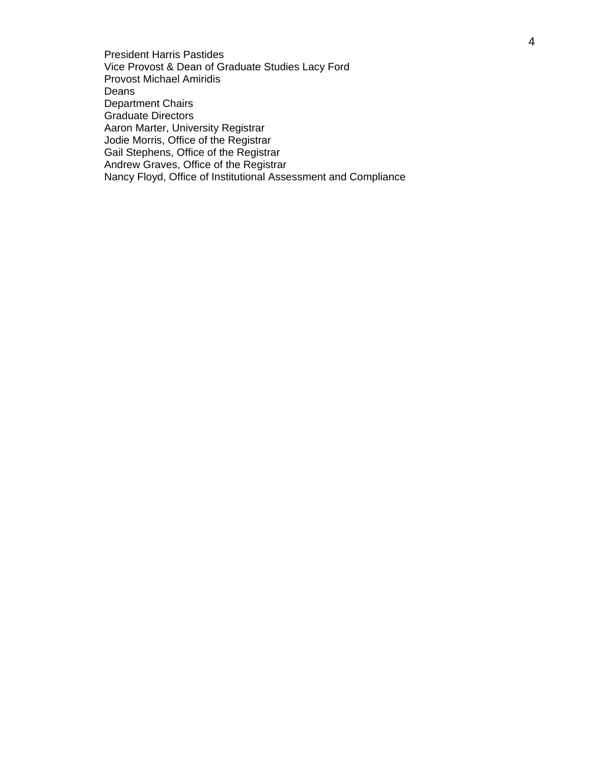President Harris Pastides
Vice Provost & Dean of Graduate Studies Lacy Ford
Provost Michael Amiridis
Deans
Department Chairs
Graduate Directors
Aaron Marter, University Registrar
Jodie Morris, Office of the Registrar
Gail Stephens, Office of the Registrar
Andrew Graves, Office of the Registrar
Nancy Floyd, Office of Institutional Assessment and Compliance